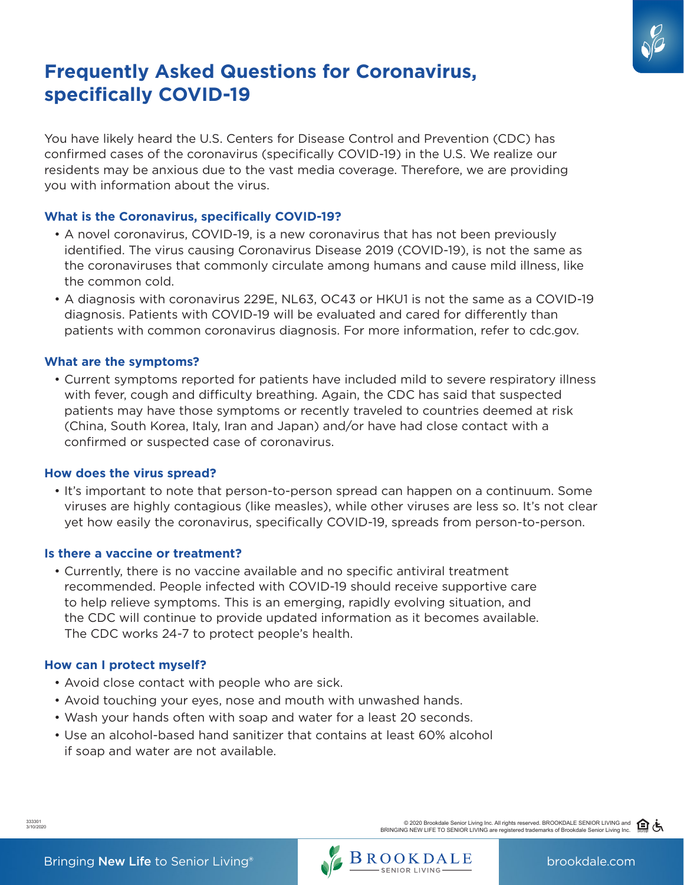# Frequently Asked Questions for Coronavirus, specifically COVID-19

You have likely heard the U.S. Centers for Disease Control and Prevention (CDC) has confirmed cases of the coronavirus (specifically COVID-19) in the U.S. We realize our residents may be anxious due to the vast media coverage. Therefore, we are providing you with information about the virus.

### What is the Coronavirus, specifically COVID-19?

- A novel coronavirus, COVID-19, is a new coronavirus that has not been previously identified. The virus causing Coronavirus Disease 2019 (COVID-19), is not the same as the coronaviruses that commonly circulate among humans and cause mild illness, like the common cold.
- A diagnosis with coronavirus 229E, NL63, OC43 or HKU1 is not the same as a COVID-19 diagnosis. Patients with COVID-19 will be evaluated and cared for differently than patients with common coronavirus diagnosis. For more information, refer to cdc.gov.

### What are the symptoms?

- Current symptoms reported for patients have included mild to severe respiratory illness with fever, cough and difficulty breathing. Again, the CDC has said that suspected patients may have those symptoms or recently traveled to countries deemed at risk (China, South Korea, Italy, Iran and Japan) and/or have had close contact with a confirmed or suspected case of coronavirus.

### How does the virus spread?

- It's important to note that person-to-person spread can happen on a continuum. Some viruses are highly contagious (like measles), while other viruses are less so. It's not clear yet how easily the coronavirus, specifically COVID-19, spreads from person-to-person.

### Is there a vaccine or treatment?

- Currently, there is no vaccine available and no specific antiviral treatment recommended. People infected with COVID-19 should receive supportive care to help relieve symptoms. This is an emerging, rapidly evolving situation, and the CDC will continue to provide updated information as it becomes available. The CDC works 24-7 to protect people's health.

### How can I protect myself?

- Avoid close contact with people who are sick.
- Avoid touching your eyes, nose and mouth with unwashed hands.
- Wash your hands often with soap and water for a least 20 seconds.
- Use an alcohol-based hand sanitizer that contains at least 60% alcohol if soap and water are not available.

333301
3/10/2020

© 2020 Brookdale Senior Living Inc. All rights reserved. BROOKDALE SENIOR LIVING and BRINGING NEW LIFE TO SENIOR LIVING are registered trademarks of Brookdale Senior Living Inc.

Bringing **New Life** to Senior Living®

BROOKDALE SENIOR LIVING

brookdale.com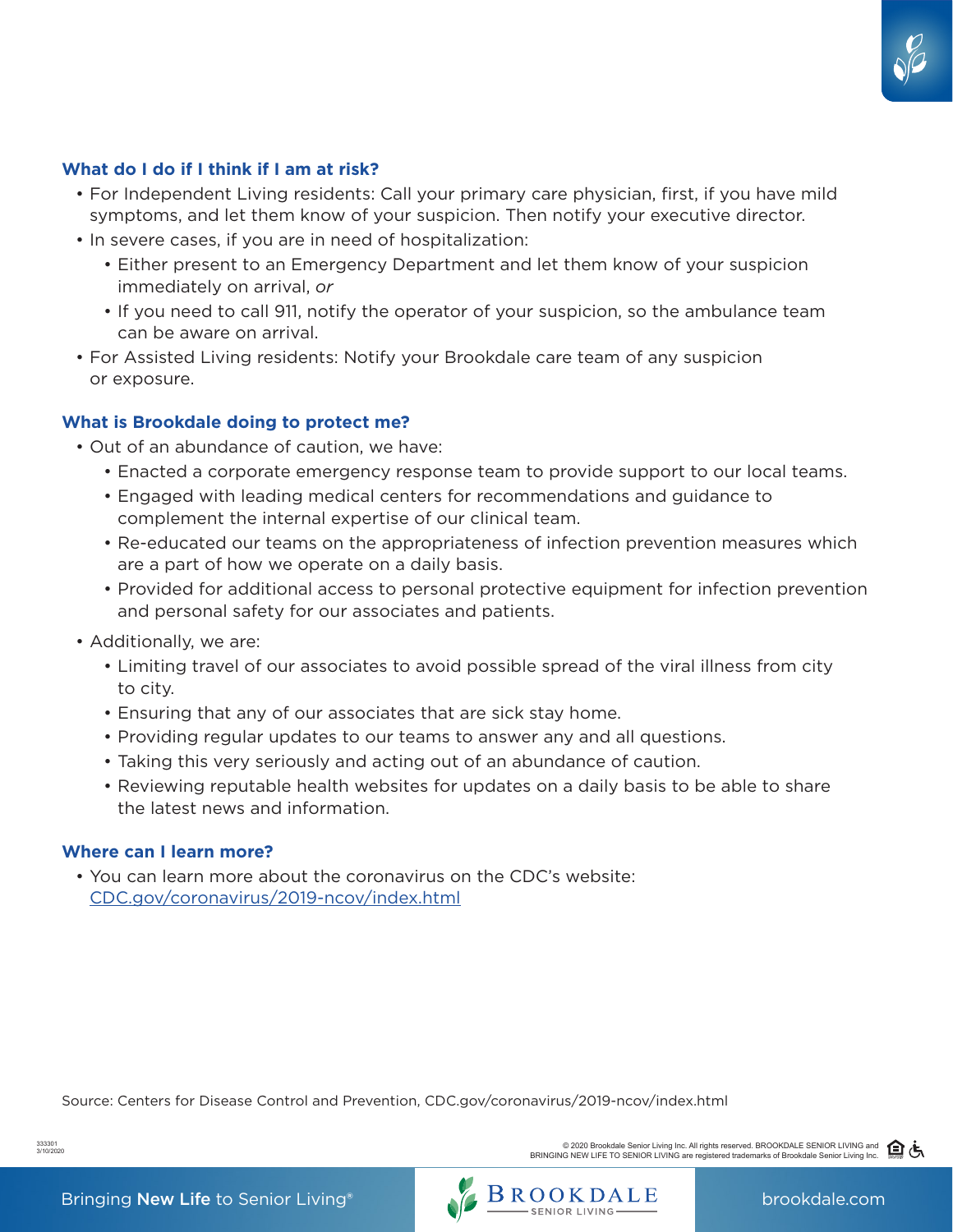### What do I do if I think if I am at risk?

- For Independent Living residents: Call your primary care physician, first, if you have mild symptoms, and let them know of your suspicion. Then notify your executive director.
- In severe cases, if you are in need of hospitalization:
  - Either present to an Emergency Department and let them know of your suspicion immediately on arrival, *or*
  - If you need to call 911, notify the operator of your suspicion, so the ambulance team can be aware on arrival.
- For Assisted Living residents: Notify your Brookdale care team of any suspicion or exposure.

### What is Brookdale doing to protect me?

- Out of an abundance of caution, we have:
  - Enacted a corporate emergency response team to provide support to our local teams.
  - Engaged with leading medical centers for recommendations and guidance to complement the internal expertise of our clinical team.
  - Re-educated our teams on the appropriateness of infection prevention measures which are a part of how we operate on a daily basis.
  - Provided for additional access to personal protective equipment for infection prevention and personal safety for our associates and patients.
- Additionally, we are:
  - Limiting travel of our associates to avoid possible spread of the viral illness from city to city.
  - Ensuring that any of our associates that are sick stay home.
  - Providing regular updates to our teams to answer any and all questions.
  - Taking this very seriously and acting out of an abundance of caution.
  - Reviewing reputable health websites for updates on a daily basis to be able to share the latest news and information.

### Where can I learn more?

- You can learn more about the coronavirus on the CDC's website: CDC.gov/coronavirus/2019-ncov/index.html

Source: Centers for Disease Control and Prevention, CDC.gov/coronavirus/2019-ncov/index.html

333301
3/10/2020

© 2020 Brookdale Senior Living Inc. All rights reserved. BROOKDALE SENIOR LIVING and BRINGING NEW LIFE TO SENIOR LIVING are registered trademarks of Brookdale Senior Living Inc.

Bringing **New Life** to Senior Living®

BROOKDALE SENIOR LIVING

brookdale.com